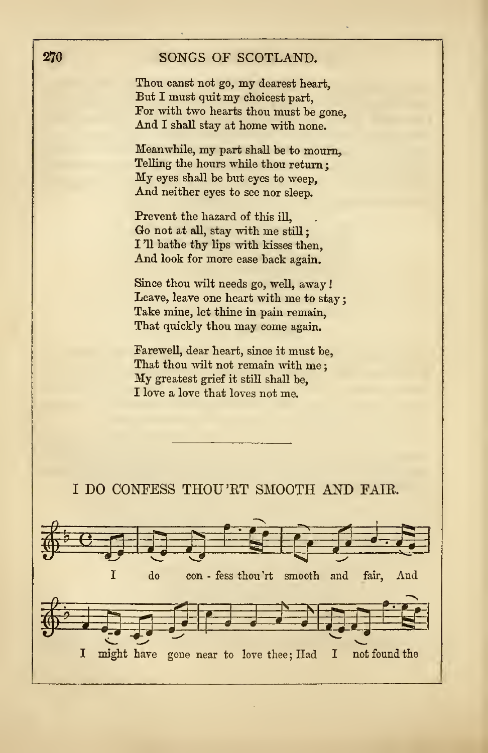Thou canst not go, my dearest heart,
But I must quit my choicest part,
For with two hearts thou must be gone,
And I shall stay at home with none.

Meanwhile, my part shall be to mourn,
Telling the hours while thou return;
My eyes shall be but eyes to weep,
And neither eyes to see nor sleep.

Prevent the hazard of this ill,
Go not at all, stay with me still;
I 'll bathe thy lips with kisses then,
And look for more ease back again.

Since thou wilt needs go, well, away!
Leave, leave one heart with me to stay;
Take mine, let thine in pain remain,
That quickly thou may come again.

Farewell, dear heart, since it must be,
That thou wilt not remain with me;
My greatest grief it still shall be,
I love a love that loves not me.

---

## I DO CONFESS THOU 'RT SMOOTH AND FAIR.

I do con - fess thou 'rt smooth and fair, And

I might have gone near to love thee; Had I not found the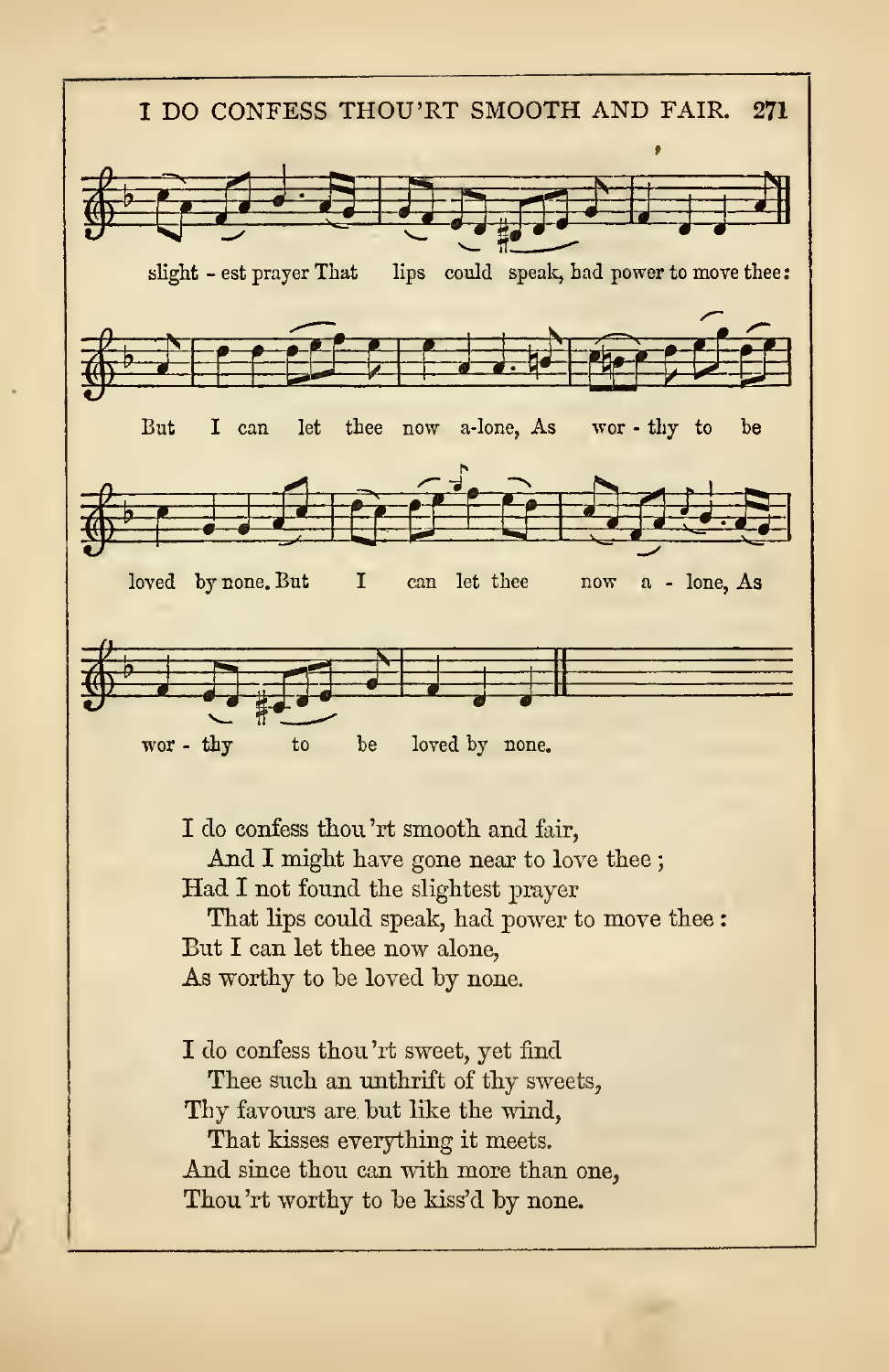slight - est prayer That lips could speak, had power to move thee:

But I can let thee now a-lone, As wor - thy to be

loved by none. But I can let thee now a - lone, As

wor - thy to be loved by none.

I do confess thou 'rt smooth and fair,
And I might have gone near to love thee ;
Had I not found the slightest prayer
That lips could speak, had power to move thee :
But I can let thee now alone,
As worthy to be loved by none.

I do confess thou 'rt sweet, yet find
Thee such an unthrift of thy sweets,
Thy favours are but like the wind,
That kisses everything it meets.
And since thou can with more than one,
Thou 'rt worthy to be kiss'd by none.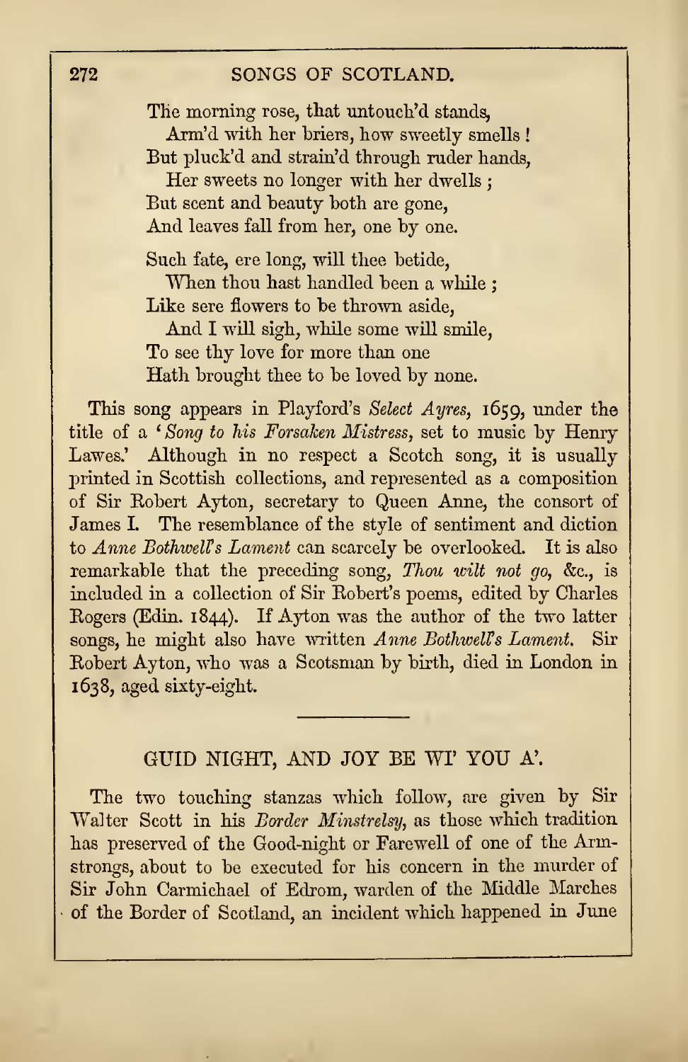The morning rose, that untouch'd stands,
  Arm'd with her briers, how sweetly smells!
But pluck'd and strain'd through ruder hands,
  Her sweets no longer with her dwells;
But scent and beauty both are gone,
And leaves fall from her, one by one.

Such fate, ere long, will thee betide,
  When thou hast handled been a while;
Like sere flowers to be thrown aside,
  And I will sigh, while some will smile,
To see thy love for more than one
Hath brought thee to be loved by none.

This song appears in Playford's *Select Ayres*, 1659, under the title of a '*Song to his Forsaken Mistress*, set to music by Henry Lawes.' Although in no respect a Scotch song, it is usually printed in Scottish collections, and represented as a composition of Sir Robert Ayton, secretary to Queen Anne, the consort of James I. The resemblance of the style of sentiment and diction to *Anne Bothwell's Lament* can scarcely be overlooked. It is also remarkable that the preceding song, *Thou wilt not go*, &c., is included in a collection of Sir Robert's poems, edited by Charles Rogers (Edin. 1844). If Ayton was the author of the two latter songs, he might also have written *Anne Bothwell's Lament*. Sir Robert Ayton, who was a Scotsman by birth, died in London in 1638, aged sixty-eight.

---

## GUID NIGHT, AND JOY BE WI' YOU A'.

The two touching stanzas which follow, are given by Sir Walter Scott in his *Border Minstrelsy*, as those which tradition has preserved of the Good-night or Farewell of one of the Armstrongs, about to be executed for his concern in the murder of Sir John Carmichael of Edrom, warden of the Middle Marches of the Border of Scotland, an incident which happened in June